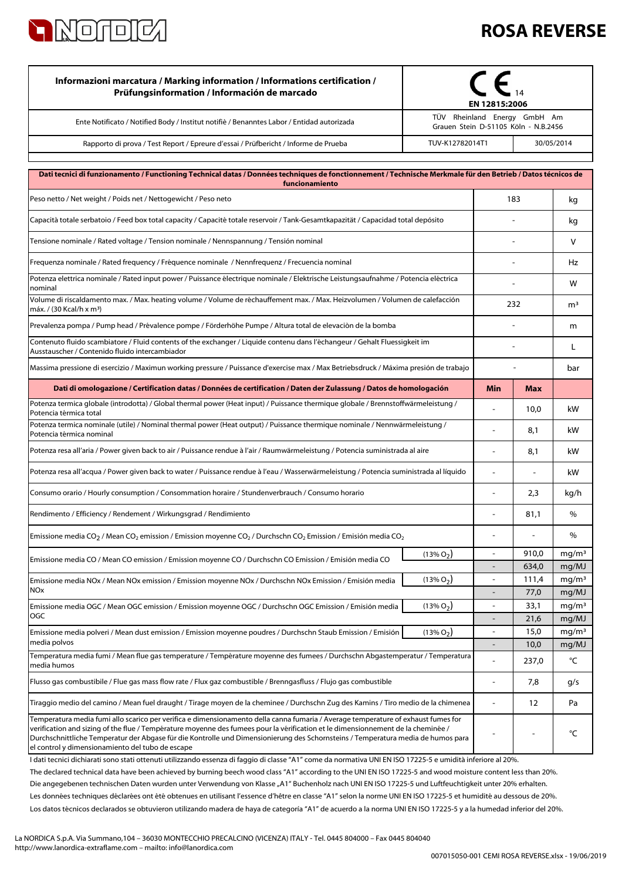**ROSA REVERSE**

| Informazioni marcatura / Marking information / Informations certification / Prüfungsinformation / Información de marcado | CE 14 EN 12815:2006 | |
|---|---|---|
| Ente Notificato / Notified Body / Institut notifiè / Benanntes Labor / Entidad autorizada | TÜV Rheinland Energy GmbH Am Grauen Stein D-51105 Köln - N.B.2456 | |
| Rapporto di prova / Test Report / Epreure d'essai / Prüfbericht / Informe de Prueba | TUV-K12782014T1 | 30/05/2014 |

| Dati tecnici di funzionamento / Functioning Technical datas / Données techniques de fonctionnement / Technische Merkmale für den Betrieb / Datos técnicos de funcionamiento | | | |
|---|---|---|---|
| Peso netto / Net weight / Poids net / Nettogewicht / Peso neto | 183 | | kg |
| Capacità totale serbatoio / Feed box total capacity / Capacité totale reservoir / Tank-Gesamtkapazität / Capacidad total depósito | - | | kg |
| Tensione nominale / Rated voltage / Tension nominale / Nennspannung / Tensión nominal | - | | V |
| Frequenza nominale / Rated frequency / Fréquence nominale / Nennfrequenz / Frecuencia nominal | - | | Hz |
| Potenza elettrica nominale / Rated input power / Puissance électrique nominale / Elektrische Leistungsaufnahme / Potencia eléctrica nominal | - | | W |
| Volume di riscaldamento max. / Max. heating volume / Volume de réchauffement max. / Max. Heizvolumen / Volumen de calefacción máx. / (30 Kcal/h x m³) | 232 | | m³ |
| Prevalenza pompa / Pump head / Prévalence pompe / Förderhöhe Pumpe / Altura total de elevaciòn de la bomba | - | | m |
| Contenuto fluido scambiatore / Fluid contents of the exchanger / Liquide contenu dans l'échangeur / Gehalt Fluessigkeit im Ausstauscher / Contenido fluido intercambiador | - | | L |
| Massima pressione di esercizio / Maximun working pressure / Puissance d'exercise max / Max Betriebsdruck / Máxima presión de trabajo | - | | bar |
| **Dati di omologazione / Certification datas / Données de certification / Daten der Zulassung / Datos de homologación** | **Min** | **Max** | |
| Potenza termica globale (introdotta) / Global thermal power (Heat input) / Puissance thermique globale / Brennstoffwärmeleistung / Potencia térmica total | - | 10,0 | kW |
| Potenza termica nominale (utile) / Nominal thermal power (Heat output) / Puissance thermique nominale / Nennwärmeleistung / Potencia térmica nominal | - | 8,1 | kW |
| Potenza resa all'aria / Power given back to air / Puissance rendue à l'air / Raumwärmeleistung / Potencia suministrada al aire | - | 8,1 | kW |
| Potenza resa all'acqua / Power given back to water / Puissance rendue à l'eau / Wasserwärmeleistung / Potencia suministrada al líquido | - | - | kW |
| Consumo orario / Hourly consumption / Consommation horaire / Stundenverbrauch / Consumo horario | - | 2,3 | kg/h |
| Rendimento / Efficiency / Rendement / Wirkungsgrad / Rendimiento | - | 81,1 | % |
| Emissione media $CO_2$ / Mean $CO_2$ emission / Emission moyenne $CO_2$ / Durchschn $CO_2$ Emission / Emisión media $CO_2$ | - | - | % |
| Emissione media CO / Mean CO emission / Emission moyenne CO / Durchschn CO Emission / Emisión media CO (13% $O_2$) | - | 910,0 | mg/m³ |
| | - | 634,0 | mg/MJ |
| Emissione media NOx / Mean NOx emission / Emission moyenne NOx / Durchschn NOx Emission / Emisión media NOx (13% $O_2$) | - | 111,4 | mg/m³ |
| | - | 77,0 | mg/MJ |
| Emissione media OGC / Mean OGC emission / Emission moyenne OGC / Durchschn OGC Emission / Emisión media OGC (13% $O_2$) | - | 33,1 | mg/m³ |
| | - | 21,6 | mg/MJ |
| Emissione media polveri / Mean dust emission / Emission moyenne poudres / Durchschn Staub Emission / Emisión media polvos (13% $O_2$) | - | 15,0 | mg/m³ |
| | - | 10,0 | mg/MJ |
| Temperatura media fumi / Mean flue gas temperature / Température moyenne des fumees / Durchschn Abgastemperatur / Temperatura media humos | - | 237,0 | °C |
| Flusso gas combustibile / Flue gas mass flow rate / Flux gaz combustible / Brenngasfluss / Flujo gas combustible | - | 7,8 | g/s |
| Tiraggio medio del camino / Mean fuel draught / Tirage moyen de la cheminee / Durchschn Zug des Kamins / Tiro medio de la chimenea | - | 12 | Pa |
| Temperatura media fumi allo scarico per verifica e dimensionamento della canna fumaria / Average temperature of exhaust fumes for verification and sizing of the flue / Température moyenne des fumees pour la vérification et le dimensionnement de la cheminée / Durchschnittliche Temperatur der Abgase für die Kontrolle und Dimensionierung des Schornsteins / Temperatura media de humos para el control y dimensionamiento del tubo de escape | - | - | °C |

I dati tecnici dichiarati sono stati ottenuti utilizzando essenza di faggio di classe "A1" come da normativa UNI EN ISO 17225-5 e umidità inferiore al 20%.

The declared technical data have been achieved by burning beech wood class "A1" according to the UNI EN ISO 17225-5 and wood moisture content less than 20%.

Die angegebenen technischen Daten wurden unter Verwendung von Klasse „A1" Buchenholz nach UNI EN ISO 17225-5 und Luftfeuchtigkeit unter 20% erhalten.

Les données techniques déclarées ont été obtenues en utilisant l'essence d'hêtre en classe "A1" selon la norme UNI EN ISO 17225-5 et humidité au dessous de 20%.

Los datos técnicos declarados se obtuvieron utilizando madera de haya de categoría "A1" de acuerdo a la norma UNI EN ISO 17225-5 y a la humedad inferior del 20%.

La NORDICA S.p.A. Via Summano,104 – 36030 MONTECCHIO PRECALCINO (VICENZA) ITALY - Tel. 0445 804000 – Fax 0445 804040
http://www.lanordica-extraflame.com – mailto: info@lanordica.com

007015050-001 CEMI ROSA REVERSE.xlsx - 19/06/2019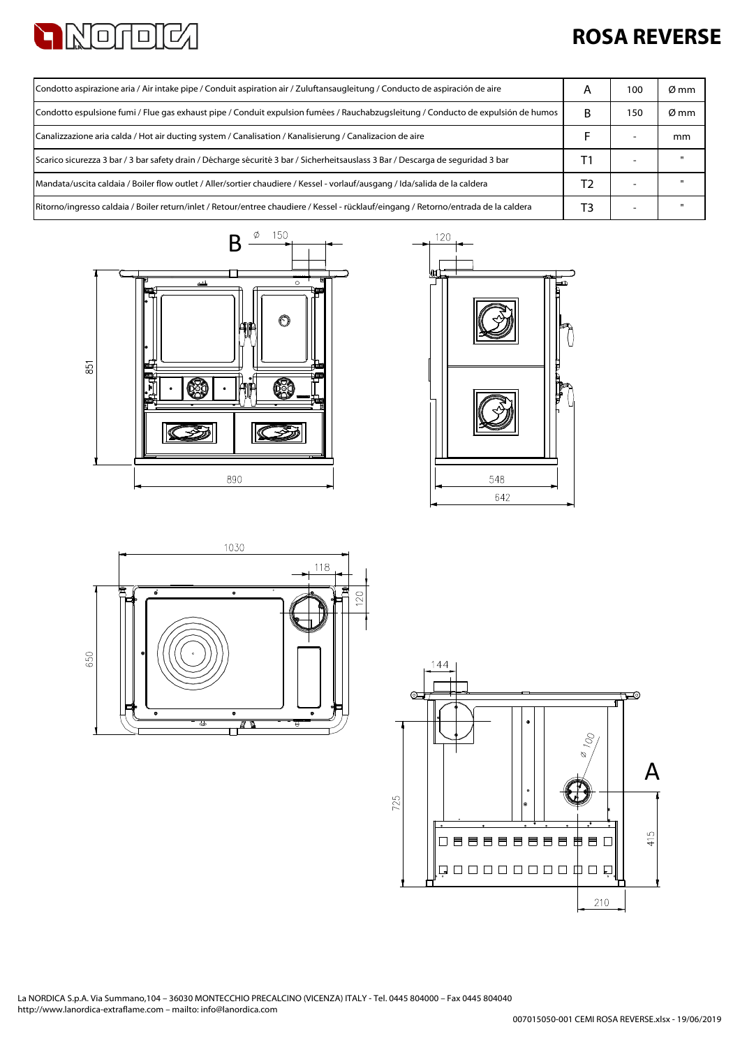# ROSA REVERSE

| | | | |
|---|---|---|---|
| Condotto aspirazione aria / Air intake pipe / Conduit aspiration air / Zuluftansaugleitung / Conducto de aspiración de aire | A | 100 | Ø mm |
| Condotto espulsione fumi / Flue gas exhaust pipe / Conduit expulsion fumées / Rauchabzugsleitung / Conducto de expulsión de humos | B | 150 | Ø mm |
| Canalizzazione aria calda / Hot air ducting system / Canalisation / Kanalisierung / Canalizacion de aire | F | - | mm |
| Scarico sicurezza 3 bar / 3 bar safety drain / Décharge sécurité 3 bar / Sicherheitsauslass 3 Bar / Descarga de seguridad 3 bar | T1 | - | " |
| Mandata/uscita caldaia / Boiler flow outlet / Aller/sortier chaudiere / Kessel - vorlauf/ausgang / Ida/salida de la caldera | T2 | - | " |
| Ritorno/ingresso caldaia / Boiler return/inlet / Retour/entree chaudiere / Kessel - rücklauf/eingang / Retorno/entrada de la caldera | T3 | - | " |

B Ø 150

851

890

120

548

642

1030

118

120

650

144

Ø 100

A

725

415

210

La NORDICA S.p.A. Via Summano,104 – 36030 MONTECCHIO PRECALCINO (VICENZA) ITALY - Tel. 0445 804000 – Fax 0445 804040
http://www.lanordica-extraflame.com – mailto: info@lanordica.com

007015050-001 CEMI ROSA REVERSE.xlsx - 19/06/2019